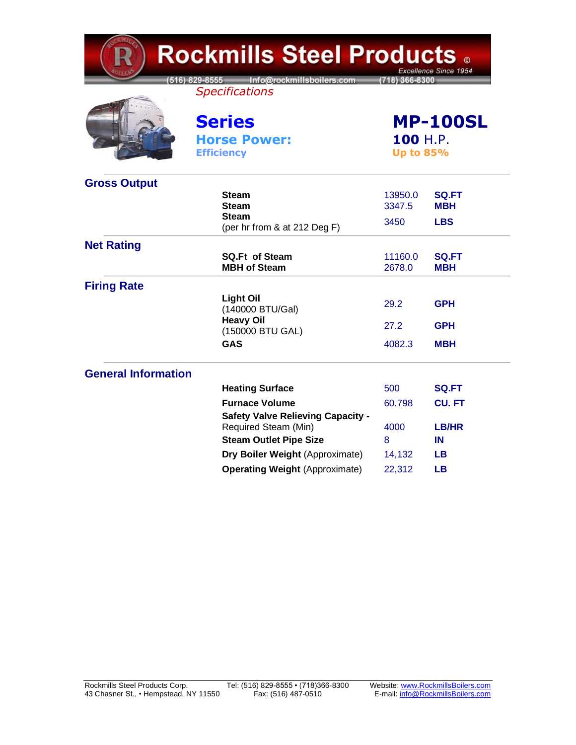# Rockmills Steel Products ©

*Excellence Since 1954*

(516) 829-8555 Info@rockmillsboilers.com (718) 366-8300

*Specifications*

| | |
|---|---|
| **Series** | **MP-100SL** |
| **Horse Power:** | **100** H.P. |
| **Efficiency** | **Up to 85%** |

## Gross Output

| | | |
|---|---|---|
| **Steam** | 13950.0 | **SQ.FT** |
| **Steam** | 3347.5 | **MBH** |
| **Steam** (per hr from & at 212 Deg F) | 3450 | **LBS** |

## Net Rating

| | | |
|---|---|---|
| **SQ.Ft of Steam** | 11160.0 | **SQ.FT** |
| **MBH of Steam** | 2678.0 | **MBH** |

## Firing Rate

| | | |
|---|---|---|
| **Light Oil** (140000 BTU/Gal) | 29.2 | **GPH** |
| **Heavy Oil** (150000 BTU GAL) | 27.2 | **GPH** |
| **GAS** | 4082.3 | **MBH** |

## General Information

| | | |
|---|---|---|
| **Heating Surface** | 500 | **SQ.FT** |
| **Furnace Volume** | 60.798 | **CU. FT** |
| **Safety Valve Relieving Capacity -** Required Steam (Min) | 4000 | **LB/HR** |
| **Steam Outlet Pipe Size** | 8 | **IN** |
| **Dry Boiler Weight** (Approximate) | 14,132 | **LB** |
| **Operating Weight** (Approximate) | 22,312 | **LB** |

Rockmills Steel Products Corp.
43 Chasner St., • Hempstead, NY 11550

Tel: (516) 829-8555 • (718)366-8300
Fax: (516) 487-0510

Website: www.RockmillsBoilers.com
E-mail: info@RockmillsBoilers.com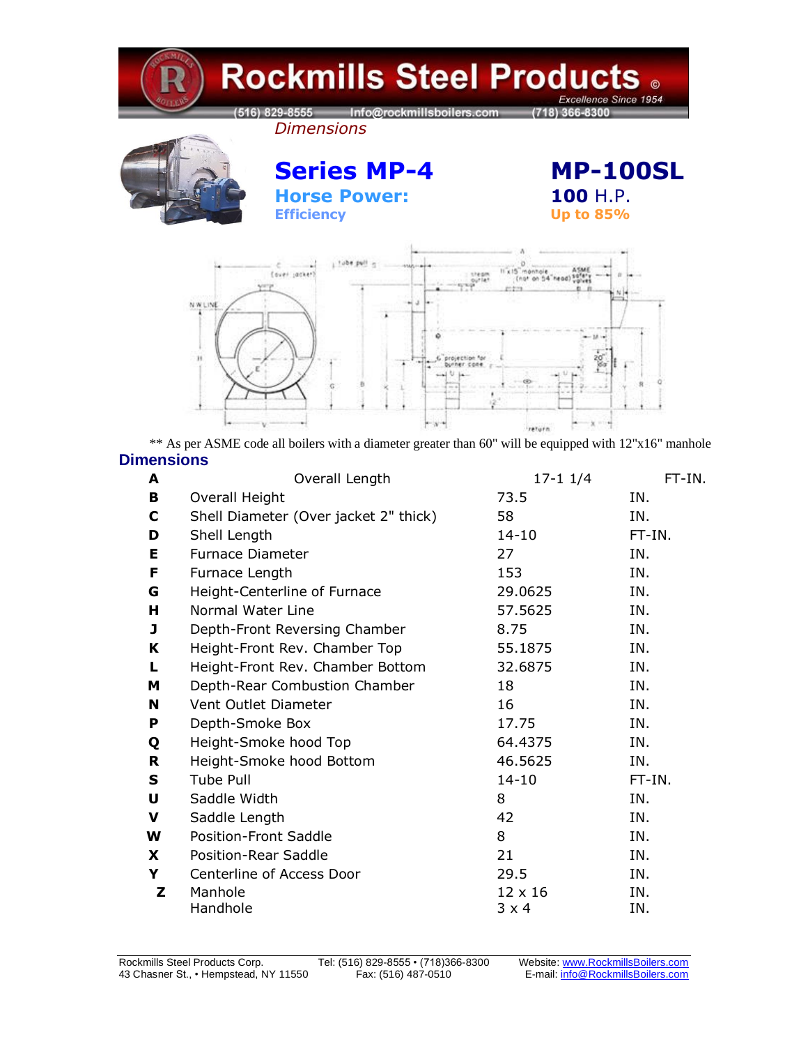# Rockmills Steel Products

Excellence Since 1954

(516) 829-8555 Info@rockmillsboilers.com (718) 366-8300

*Dimensions*

## Series MP-4 — MP-100SL

**Horse Power:** 100 H.P.

**Efficiency** Up to 85%

** As per ASME code all boilers with a diameter greater than 60" will be equipped with 12"x16" manhole

## Dimensions

| | | | |
|---|---|---|---|
| **A** | Overall Length | 17-1 1/4 | FT-IN. |
| **B** | Overall Height | 73.5 | IN. |
| **C** | Shell Diameter (Over jacket 2" thick) | 58 | IN. |
| **D** | Shell Length | 14-10 | FT-IN. |
| **E** | Furnace Diameter | 27 | IN. |
| **F** | Furnace Length | 153 | IN. |
| **G** | Height-Centerline of Furnace | 29.0625 | IN. |
| **H** | Normal Water Line | 57.5625 | IN. |
| **J** | Depth-Front Reversing Chamber | 8.75 | IN. |
| **K** | Height-Front Rev. Chamber Top | 55.1875 | IN. |
| **L** | Height-Front Rev. Chamber Bottom | 32.6875 | IN. |
| **M** | Depth-Rear Combustion Chamber | 18 | IN. |
| **N** | Vent Outlet Diameter | 16 | IN. |
| **P** | Depth-Smoke Box | 17.75 | IN. |
| **Q** | Height-Smoke hood Top | 64.4375 | IN. |
| **R** | Height-Smoke hood Bottom | 46.5625 | IN. |
| **S** | Tube Pull | 14-10 | FT-IN. |
| **U** | Saddle Width | 8 | IN. |
| **V** | Saddle Length | 42 | IN. |
| **W** | Position-Front Saddle | 8 | IN. |
| **X** | Position-Rear Saddle | 21 | IN. |
| **Y** | Centerline of Access Door | 29.5 | IN. |
| **Z** | Manhole | 12 x 16 | IN. |
| | Handhole | 3 x 4 | IN. |

Rockmills Steel Products Corp.
43 Chasner St., • Hempstead, NY 11550

Tel: (516) 829-8555 • (718)366-8300
Fax: (516) 487-0510

Website: www.RockmillsBoilers.com
E-mail: info@RockmillsBoilers.com